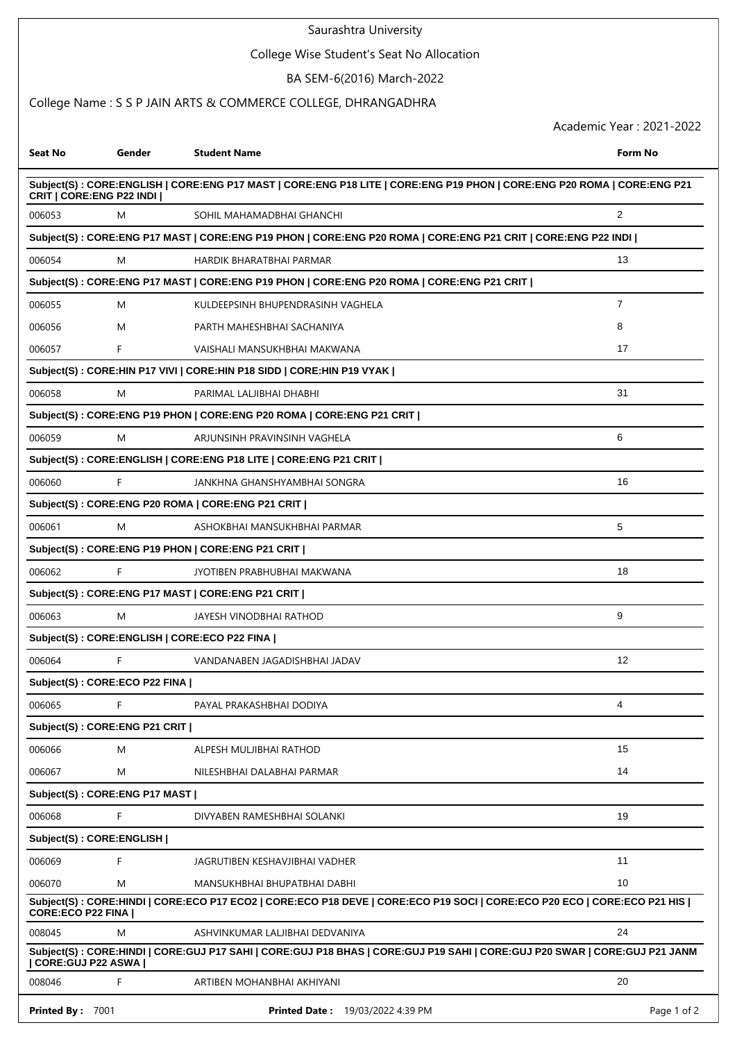# Saurashtra University

## College Wise Student's Seat No Allocation

### BA SEM-6(2016) March-2022

College Name : S S P JAIN ARTS & COMMERCE COLLEGE, DHRANGADHRA

Academic Year : 2021-2022

| Seat No | Gender | Student Name | Form No |
|---|---|---|---|
| **Subject(S) : CORE:ENGLISH \| CORE:ENG P17 MAST \| CORE:ENG P18 LITE \| CORE:ENG P19 PHON \| CORE:ENG P20 ROMA \| CORE:ENG P21 CRIT \| CORE:ENG P22 INDI \|** | | | |
| 006053 | M | SOHIL MAHAMADBHAI GHANCHI | 2 |
| **Subject(S) : CORE:ENG P17 MAST \| CORE:ENG P19 PHON \| CORE:ENG P20 ROMA \| CORE:ENG P21 CRIT \| CORE:ENG P22 INDI \|** | | | |
| 006054 | M | HARDIK BHARATBHAI PARMAR | 13 |
| **Subject(S) : CORE:ENG P17 MAST \| CORE:ENG P19 PHON \| CORE:ENG P20 ROMA \| CORE:ENG P21 CRIT \|** | | | |
| 006055 | M | KULDEEPSINH BHUPENDRASINH VAGHELA | 7 |
| 006056 | M | PARTH MAHESHBHAI SACHANIYA | 8 |
| 006057 | F | VAISHALI MANSUKHBHAI MAKWANA | 17 |
| **Subject(S) : CORE:HIN P17 VIVI \| CORE:HIN P18 SIDD \| CORE:HIN P19 VYAK \|** | | | |
| 006058 | M | PARIMAL LALJIBHAI DHABHI | 31 |
| **Subject(S) : CORE:ENG P19 PHON \| CORE:ENG P20 ROMA \| CORE:ENG P21 CRIT \|** | | | |
| 006059 | M | ARJUNSINH PRAVINSINH VAGHELA | 6 |
| **Subject(S) : CORE:ENGLISH \| CORE:ENG P18 LITE \| CORE:ENG P21 CRIT \|** | | | |
| 006060 | F | JANKHNA GHANSHYAMBHAI SONGRA | 16 |
| **Subject(S) : CORE:ENG P20 ROMA \| CORE:ENG P21 CRIT \|** | | | |
| 006061 | M | ASHOKBHAI MANSUKHBHAI PARMAR | 5 |
| **Subject(S) : CORE:ENG P19 PHON \| CORE:ENG P21 CRIT \|** | | | |
| 006062 | F | JYOTIBEN PRABHUBHAI MAKWANA | 18 |
| **Subject(S) : CORE:ENG P17 MAST \| CORE:ENG P21 CRIT \|** | | | |
| 006063 | M | JAYESH VINODBHAI RATHOD | 9 |
| **Subject(S) : CORE:ENGLISH \| CORE:ECO P22 FINA \|** | | | |
| 006064 | F | VANDANABEN JAGADISHBHAI JADAV | 12 |
| **Subject(S) : CORE:ECO P22 FINA \|** | | | |
| 006065 | F | PAYAL PRAKASHBHAI DODIYA | 4 |
| **Subject(S) : CORE:ENG P21 CRIT \|** | | | |
| 006066 | M | ALPESH MULJIBHAI RATHOD | 15 |
| 006067 | M | NILESHBHAI DALABHAI PARMAR | 14 |
| **Subject(S) : CORE:ENG P17 MAST \|** | | | |
| 006068 | F | DIVYABEN RAMESHBHAI SOLANKI | 19 |
| **Subject(S) : CORE:ENGLISH \|** | | | |
| 006069 | F | JAGRUTIBEN KESHAVJIBHAI VADHER | 11 |
| 006070 | M | MANSUKHBHAI BHUPATBHAI DABHI | 10 |
| **Subject(S) : CORE:HINDI \| CORE:ECO P17 ECO2 \| CORE:ECO P18 DEVE \| CORE:ECO P19 SOCI \| CORE:ECO P20 ECO \| CORE:ECO P21 HIS \| CORE:ECO P22 FINA \|** | | | |
| 008045 | M | ASHVINKUMAR LALJIBHAI DEDVANIYA | 24 |
| **Subject(S) : CORE:HINDI \| CORE:GUJ P17 SAHI \| CORE:GUJ P18 BHAS \| CORE:GUJ P19 SAHI \| CORE:GUJ P20 SWAR \| CORE:GUJ P21 JANM \| CORE:GUJ P22 ASWA \|** | | | |
| 008046 | F | ARTIBEN MOHANBHAI AKHIYANI | 20 |

**Printed By :** 7001 **Printed Date :** 19/03/2022 4:39 PM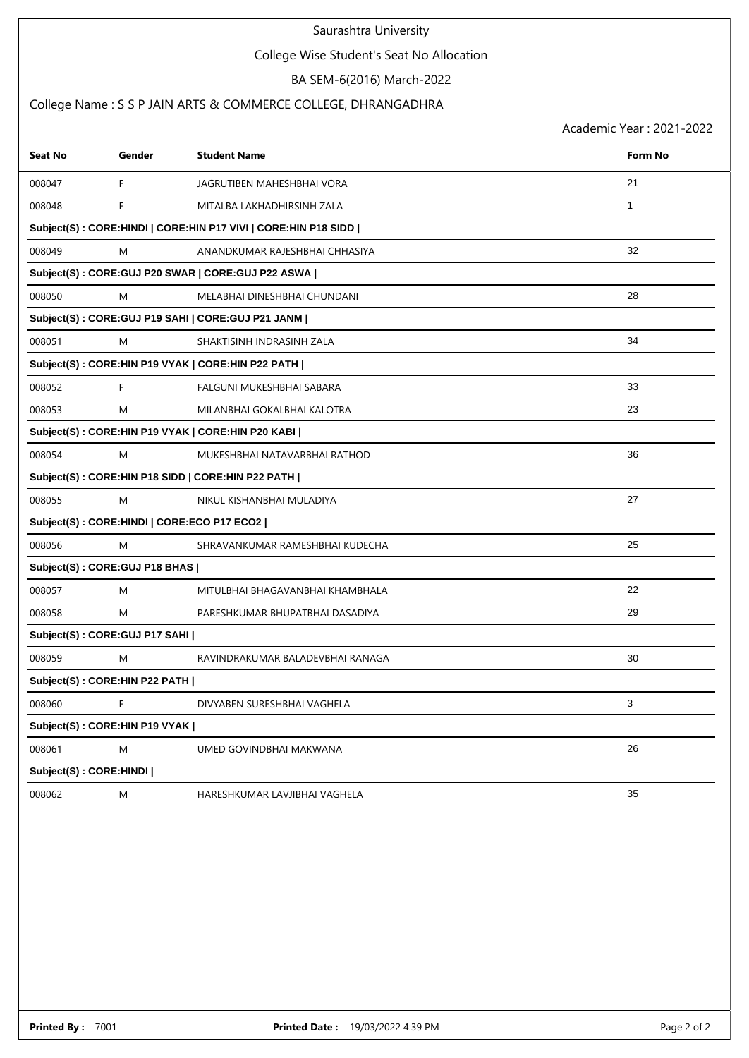Saurashtra University

College Wise Student's Seat No Allocation

BA SEM-6(2016) March-2022

College Name : S S P JAIN ARTS & COMMERCE COLLEGE, DHRANGADHRA

Academic Year : 2021-2022

| Seat No | Gender | Student Name | Form No |
|---|---|---|---|
| 008047 | F | JAGRUTIBEN MAHESHBHAI VORA | 21 |
| 008048 | F | MITALBA LAKHADHIRSINH ZALA | 1 |
| Subject(S) : CORE:HINDI \| CORE:HIN P17 VIVI \| CORE:HIN P18 SIDD \| | | | |
| 008049 | M | ANANDKUMAR RAJESHBHAI CHHASIYA | 32 |
| Subject(S) : CORE:GUJ P20 SWAR \| CORE:GUJ P22 ASWA \| | | | |
| 008050 | M | MELABHAI DINESHBHAI CHUNDANI | 28 |
| Subject(S) : CORE:GUJ P19 SAHI \| CORE:GUJ P21 JANM \| | | | |
| 008051 | M | SHAKTISINH INDRASINH ZALA | 34 |
| Subject(S) : CORE:HIN P19 VYAK \| CORE:HIN P22 PATH \| | | | |
| 008052 | F | FALGUNI MUKESHBHAI SABARA | 33 |
| 008053 | M | MILANBHAI GOKALBHAI KALOTRA | 23 |
| Subject(S) : CORE:HIN P19 VYAK \| CORE:HIN P20 KABI \| | | | |
| 008054 | M | MUKESHBHAI NATAVARBHAI RATHOD | 36 |
| Subject(S) : CORE:HIN P18 SIDD \| CORE:HIN P22 PATH \| | | | |
| 008055 | M | NIKUL KISHANBHAI MULADIYA | 27 |
| Subject(S) : CORE:HINDI \| CORE:ECO P17 ECO2 \| | | | |
| 008056 | M | SHRAVANKUMAR RAMESHBHAI KUDECHA | 25 |
| Subject(S) : CORE:GUJ P18 BHAS \| | | | |
| 008057 | M | MITULBHAI BHAGAVANBHAI KHAMBHALA | 22 |
| 008058 | M | PARESHKUMAR BHUPATBHAI DASADIYA | 29 |
| Subject(S) : CORE:GUJ P17 SAHI \| | | | |
| 008059 | M | RAVINDRAKUMAR BALADEVBHAI RANAGA | 30 |
| Subject(S) : CORE:HIN P22 PATH \| | | | |
| 008060 | F | DIVYABEN SURESHBHAI VAGHELA | 3 |
| Subject(S) : CORE:HIN P19 VYAK \| | | | |
| 008061 | M | UMED GOVINDBHAI MAKWANA | 26 |
| Subject(S) : CORE:HINDI \| | | | |
| 008062 | M | HARESHKUMAR LAVJIBHAI VAGHELA | 35 |

**Printed By :** 7001 **Printed Date :** 19/03/2022 4:39 PM